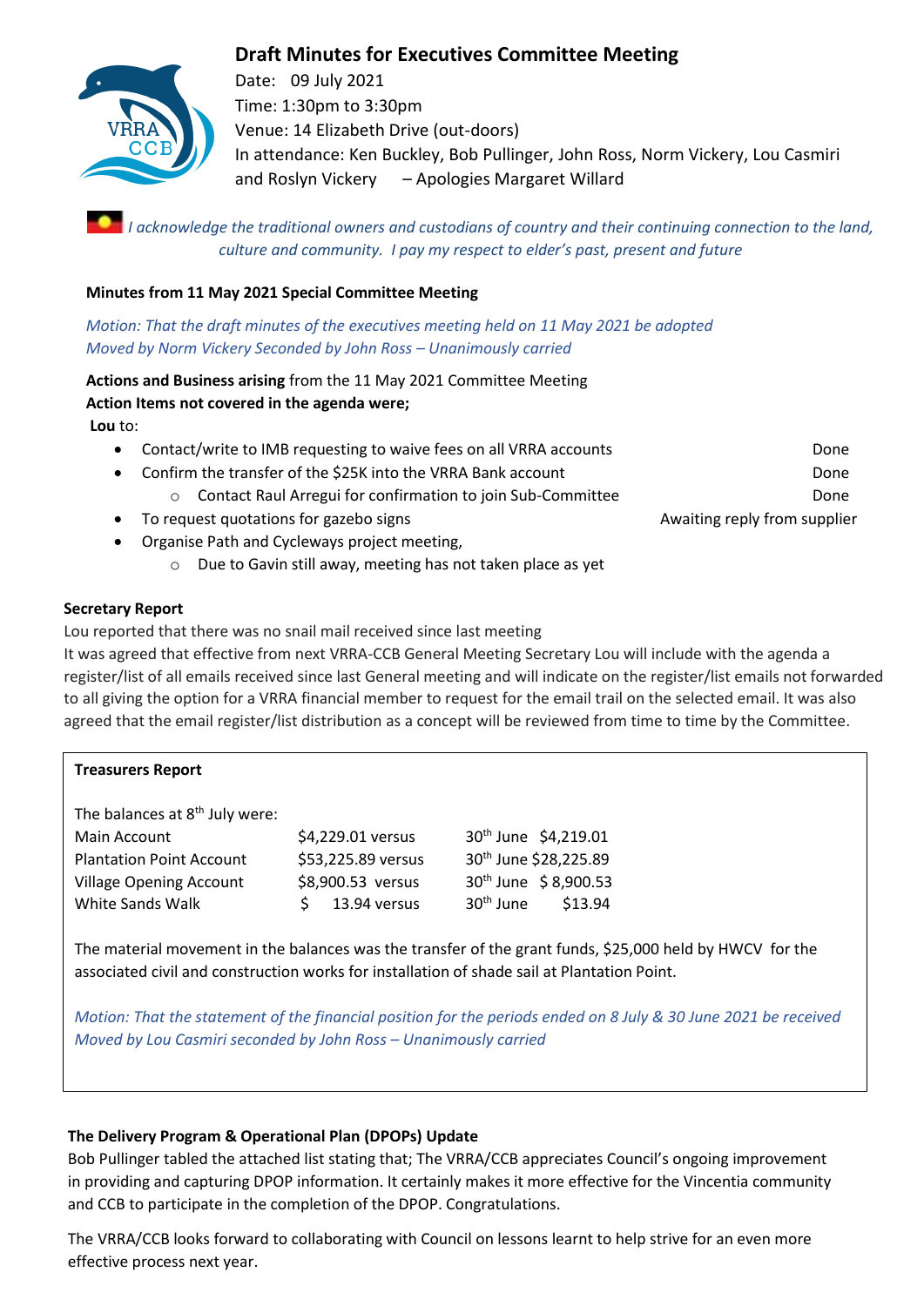# Draft Minutes for Executives Committee Meeting

Date: 09 July 2021
Time: 1:30pm to 3:30pm
Venue: 14 Elizabeth Drive (out-doors)
In attendance: Ken Buckley, Bob Pullinger, John Ross, Norm Vickery, Lou Casmiri and Roslyn Vickery – Apologies Margaret Willard

*I acknowledge the traditional owners and custodians of country and their continuing connection to the land, culture and community. I pay my respect to elder's past, present and future*

**Minutes from 11 May 2021 Special Committee Meeting**

*Motion: That the draft minutes of the executives meeting held on 11 May 2021 be adopted*
*Moved by Norm Vickery Seconded by John Ross – Unanimously carried*

**Actions and Business arising** from the 11 May 2021 Committee Meeting
**Action Items not covered in the agenda were;**
**Lou** to:

- Contact/write to IMB requesting to waive fees on all VRRA accounts — Done
- Confirm the transfer of the $25K into the VRRA Bank account — Done
    - Contact Raul Arregui for confirmation to join Sub-Committee — Done
- To request quotations for gazebo signs — Awaiting reply from supplier
- Organise Path and Cycleways project meeting,
    - Due to Gavin still away, meeting has not taken place as yet

**Secretary Report**

Lou reported that there was no snail mail received since last meeting
It was agreed that effective from next VRRA-CCB General Meeting Secretary Lou will include with the agenda a register/list of all emails received since last General meeting and will indicate on the register/list emails not forwarded to all giving the option for a VRRA financial member to request for the email trail on the selected email. It was also agreed that the email register/list distribution as a concept will be reviewed from time to time by the Committee.

**Treasurers Report**

The balances at 8th July were:

| | | |
|---|---|---|
| Main Account | $4,229.01 versus | 30th June $4,219.01 |
| Plantation Point Account | $53,225.89 versus | 30th June $28,225.89 |
| Village Opening Account | $8,900.53 versus | 30th June $ 8,900.53 |
| White Sands Walk | $ 13.94 versus | 30th June $13.94 |

The material movement in the balances was the transfer of the grant funds, $25,000 held by HWCV for the associated civil and construction works for installation of shade sail at Plantation Point.

*Motion: That the statement of the financial position for the periods ended on 8 July & 30 June 2021 be received*
*Moved by Lou Casmiri seconded by John Ross – Unanimously carried*

**The Delivery Program & Operational Plan (DPOPs) Update**

Bob Pullinger tabled the attached list stating that; The VRRA/CCB appreciates Council's ongoing improvement in providing and capturing DPOP information. It certainly makes it more effective for the Vincentia community and CCB to participate in the completion of the DPOP. Congratulations.

The VRRA/CCB looks forward to collaborating with Council on lessons learnt to help strive for an even more effective process next year.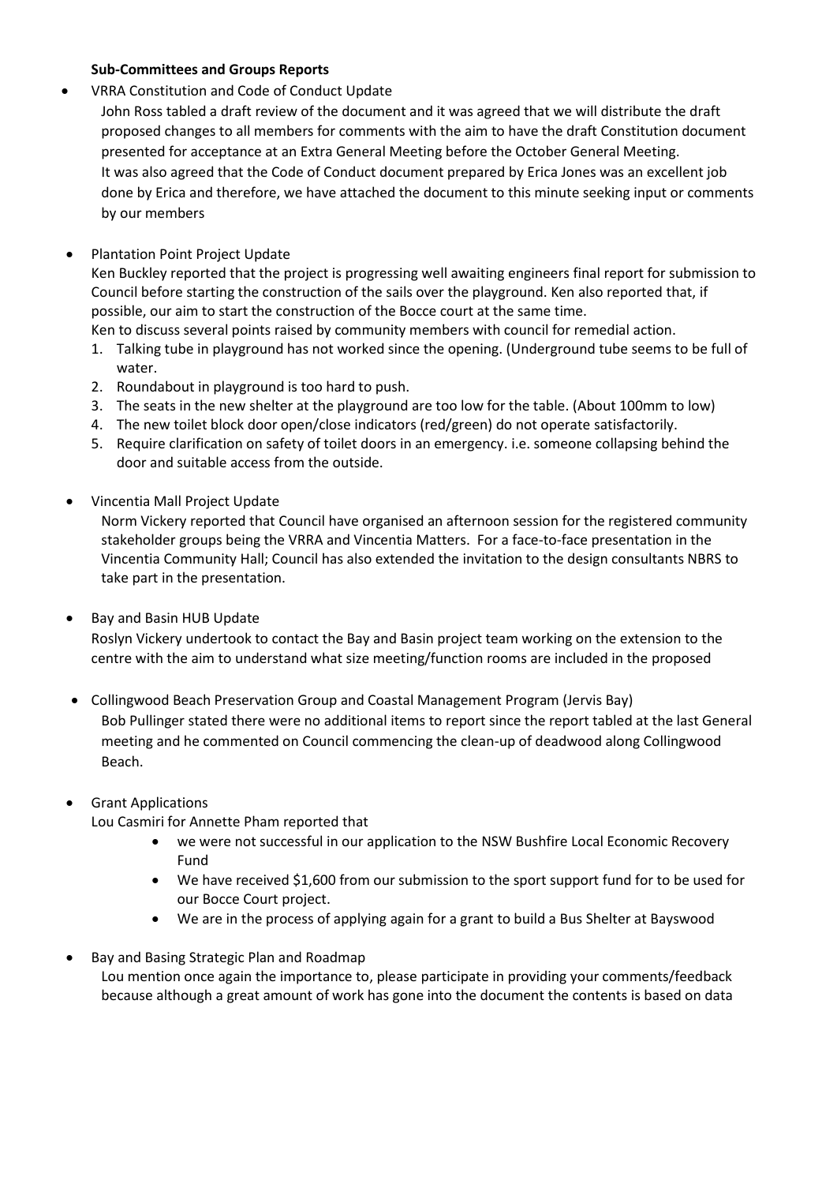**Sub-Committees and Groups Reports**

- VRRA Constitution and Code of Conduct Update

  John Ross tabled a draft review of the document and it was agreed that we will distribute the draft proposed changes to all members for comments with the aim to have the draft Constitution document presented for acceptance at an Extra General Meeting before the October General Meeting.
  It was also agreed that the Code of Conduct document prepared by Erica Jones was an excellent job done by Erica and therefore, we have attached the document to this minute seeking input or comments by our members

- Plantation Point Project Update

  Ken Buckley reported that the project is progressing well awaiting engineers final report for submission to Council before starting the construction of the sails over the playground. Ken also reported that, if possible, our aim to start the construction of the Bocce court at the same time.
  Ken to discuss several points raised by community members with council for remedial action.

  1. Talking tube in playground has not worked since the opening. (Underground tube seems to be full of water.
  2. Roundabout in playground is too hard to push.
  3. The seats in the new shelter at the playground are too low for the table. (About 100mm to low)
  4. The new toilet block door open/close indicators (red/green) do not operate satisfactorily.
  5. Require clarification on safety of toilet doors in an emergency. i.e. someone collapsing behind the door and suitable access from the outside.

- Vincentia Mall Project Update

  Norm Vickery reported that Council have organised an afternoon session for the registered community stakeholder groups being the VRRA and Vincentia Matters. For a face-to-face presentation in the Vincentia Community Hall; Council has also extended the invitation to the design consultants NBRS to take part in the presentation.

- Bay and Basin HUB Update

  Roslyn Vickery undertook to contact the Bay and Basin project team working on the extension to the centre with the aim to understand what size meeting/function rooms are included in the proposed

- Collingwood Beach Preservation Group and Coastal Management Program (Jervis Bay)

  Bob Pullinger stated there were no additional items to report since the report tabled at the last General meeting and he commented on Council commencing the clean-up of deadwood along Collingwood Beach.

- Grant Applications

  Lou Casmiri for Annette Pham reported that

  - we were not successful in our application to the NSW Bushfire Local Economic Recovery Fund
  - We have received $1,600 from our submission to the sport support fund for to be used for our Bocce Court project.
  - We are in the process of applying again for a grant to build a Bus Shelter at Bayswood

- Bay and Basing Strategic Plan and Roadmap

  Lou mention once again the importance to, please participate in providing your comments/feedback because although a great amount of work has gone into the document the contents is based on data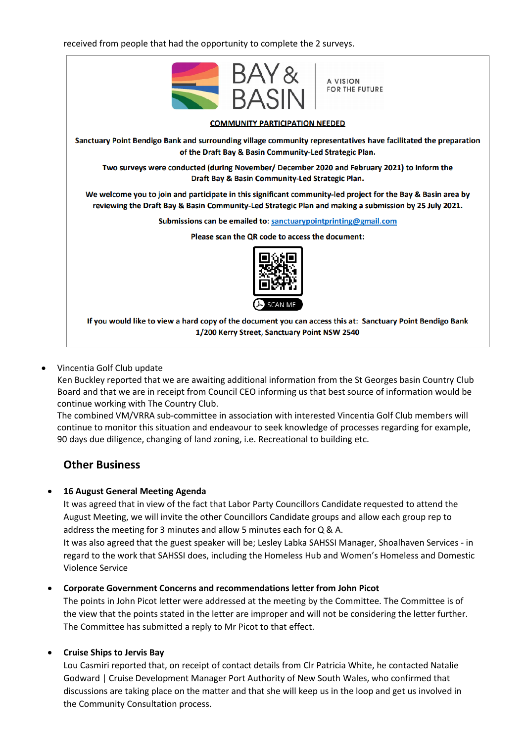received from people that had the opportunity to complete the 2 surveys.

BAY & BASIN

A VISION FOR THE FUTURE

**COMMUNITY PARTICIPATION NEEDED**

**Sanctuary Point Bendigo Bank and surrounding village community representatives have facilitated the preparation of the Draft Bay & Basin Community-Led Strategic Plan.**

**Two surveys were conducted (during November/ December 2020 and February 2021) to inform the Draft Bay & Basin Community-Led Strategic Plan.**

**We welcome you to join and participate in this significant community-led project for the Bay & Basin area by reviewing the Draft Bay & Basin Community-Led Strategic Plan and making a submission by 25 July 2021.**

**Submissions can be emailed to:** sanctuarypointprinting@gmail.com

**Please scan the QR code to access the document:**

SCAN ME

**If you would like to view a hard copy of the document you can access this at: Sanctuary Point Bendigo Bank 1/200 Kerry Street, Sanctuary Point NSW 2540**

- Vincentia Golf Club update
  Ken Buckley reported that we are awaiting additional information from the St Georges basin Country Club Board and that we are in receipt from Council CEO informing us that best source of information would be continue working with The Country Club.
  The combined VM/VRRA sub-committee in association with interested Vincentia Golf Club members will continue to monitor this situation and endeavour to seek knowledge of processes regarding for example, 90 days due diligence, changing of land zoning, i.e. Recreational to building etc.

## Other Business

- **16 August General Meeting Agenda**
  It was agreed that in view of the fact that Labor Party Councillors Candidate requested to attend the August Meeting, we will invite the other Councillors Candidate groups and allow each group rep to address the meeting for 3 minutes and allow 5 minutes each for Q & A.
  It was also agreed that the guest speaker will be; Lesley Labka SAHSSI Manager, Shoalhaven Services - in regard to the work that SAHSSI does, including the Homeless Hub and Women's Homeless and Domestic Violence Service

- **Corporate Government Concerns and recommendations letter from John Picot**
  The points in John Picot letter were addressed at the meeting by the Committee. The Committee is of the view that the points stated in the letter are improper and will not be considering the letter further. The Committee has submitted a reply to Mr Picot to that effect.

- **Cruise Ships to Jervis Bay**
  Lou Casmiri reported that, on receipt of contact details from Clr Patricia White, he contacted Natalie Godward | Cruise Development Manager Port Authority of New South Wales, who confirmed that discussions are taking place on the matter and that she will keep us in the loop and get us involved in the Community Consultation process.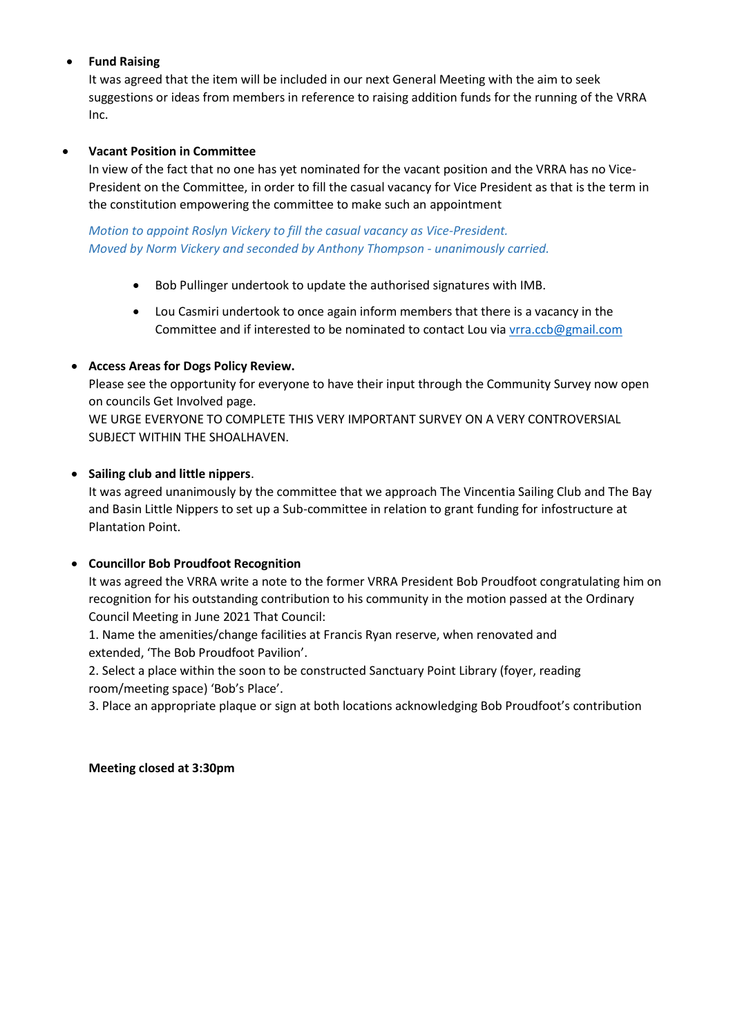- **Fund Raising**
  It was agreed that the item will be included in our next General Meeting with the aim to seek suggestions or ideas from members in reference to raising addition funds for the running of the VRRA Inc.

- **Vacant Position in Committee**
  In view of the fact that no one has yet nominated for the vacant position and the VRRA has no Vice-President on the Committee, in order to fill the casual vacancy for Vice President as that is the term in the constitution empowering the committee to make such an appointment

  *Motion to appoint Roslyn Vickery to fill the casual vacancy as Vice-President.*
  *Moved by Norm Vickery and seconded by Anthony Thompson - unanimously carried.*

  - Bob Pullinger undertook to update the authorised signatures with IMB.
  - Lou Casmiri undertook to once again inform members that there is a vacancy in the Committee and if interested to be nominated to contact Lou via vrra.ccb@gmail.com

- **Access Areas for Dogs Policy Review.**
  Please see the opportunity for everyone to have their input through the Community Survey now open on councils Get Involved page.
  WE URGE EVERYONE TO COMPLETE THIS VERY IMPORTANT SURVEY ON A VERY CONTROVERSIAL SUBJECT WITHIN THE SHOALHAVEN.

- **Sailing club and little nippers**.
  It was agreed unanimously by the committee that we approach The Vincentia Sailing Club and The Bay and Basin Little Nippers to set up a Sub-committee in relation to grant funding for infostructure at Plantation Point.

- **Councillor Bob Proudfoot Recognition**
  It was agreed the VRRA write a note to the former VRRA President Bob Proudfoot congratulating him on recognition for his outstanding contribution to his community in the motion passed at the Ordinary Council Meeting in June 2021 That Council:
  1. Name the amenities/change facilities at Francis Ryan reserve, when renovated and extended, 'The Bob Proudfoot Pavilion'.
  2. Select a place within the soon to be constructed Sanctuary Point Library (foyer, reading room/meeting space) 'Bob's Place'.
  3. Place an appropriate plaque or sign at both locations acknowledging Bob Proudfoot's contribution

**Meeting closed at 3:30pm**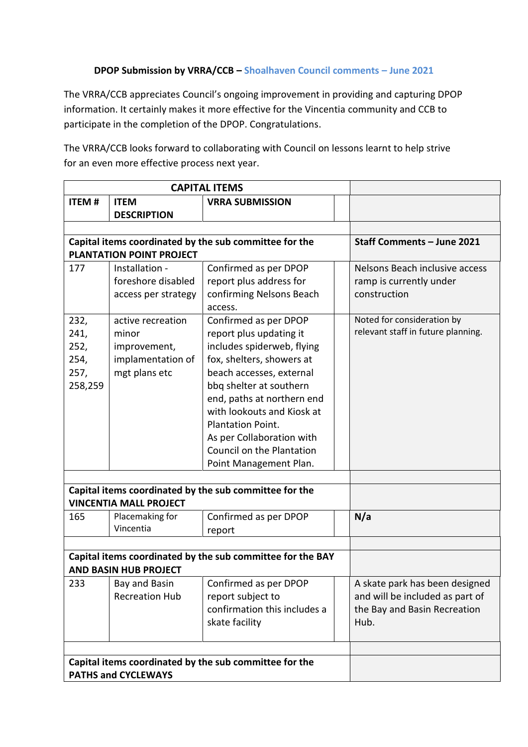**DPOP Submission by VRRA/CCB – Shoalhaven Council comments – June 2021**

The VRRA/CCB appreciates Council's ongoing improvement in providing and capturing DPOP information. It certainly makes it more effective for the Vincentia community and CCB to participate in the completion of the DPOP. Congratulations.

The VRRA/CCB looks forward to collaborating with Council on lessons learnt to help strive for an even more effective process next year.

| CAPITAL ITEMS | | | | |
|---|---|---|---|---|
| **ITEM #** | **ITEM DESCRIPTION** | **VRRA SUBMISSION** | | |
| | | | | |
| **Capital items coordinated by the sub committee for the PLANTATION POINT PROJECT** | | | | **Staff Comments – June 2021** |
| 177 | Installation - foreshore disabled access per strategy | Confirmed as per DPOP report plus address for confirming Nelsons Beach access. | | Nelsons Beach inclusive access ramp is currently under construction |
| 232, 241, 252, 254, 257, 258,259 | active recreation minor improvement, implementation of mgt plans etc | Confirmed as per DPOP report plus updating it includes spiderweb, flying fox, shelters, showers at beach accesses, external bbq shelter at southern end, paths at northern end with lookouts and Kiosk at Plantation Point.<br>As per Collaboration with Council on the Plantation Point Management Plan. | | Noted for consideration by relevant staff in future planning. |
| | | | | |
| **Capital items coordinated by the sub committee for the VINCENTIA MALL PROJECT** | | | | |
| 165 | Placemaking for Vincentia | Confirmed as per DPOP report | | **N/a** |
| | | | | |
| **Capital items coordinated by the sub committee for the BAY AND BASIN HUB PROJECT** | | | | |
| 233 | Bay and Basin Recreation Hub | Confirmed as per DPOP report subject to confirmation this includes a skate facility | | A skate park has been designed and will be included as part of the Bay and Basin Recreation Hub. |
| | | | | |
| **Capital items coordinated by the sub committee for the PATHS and CYCLEWAYS** | | | | |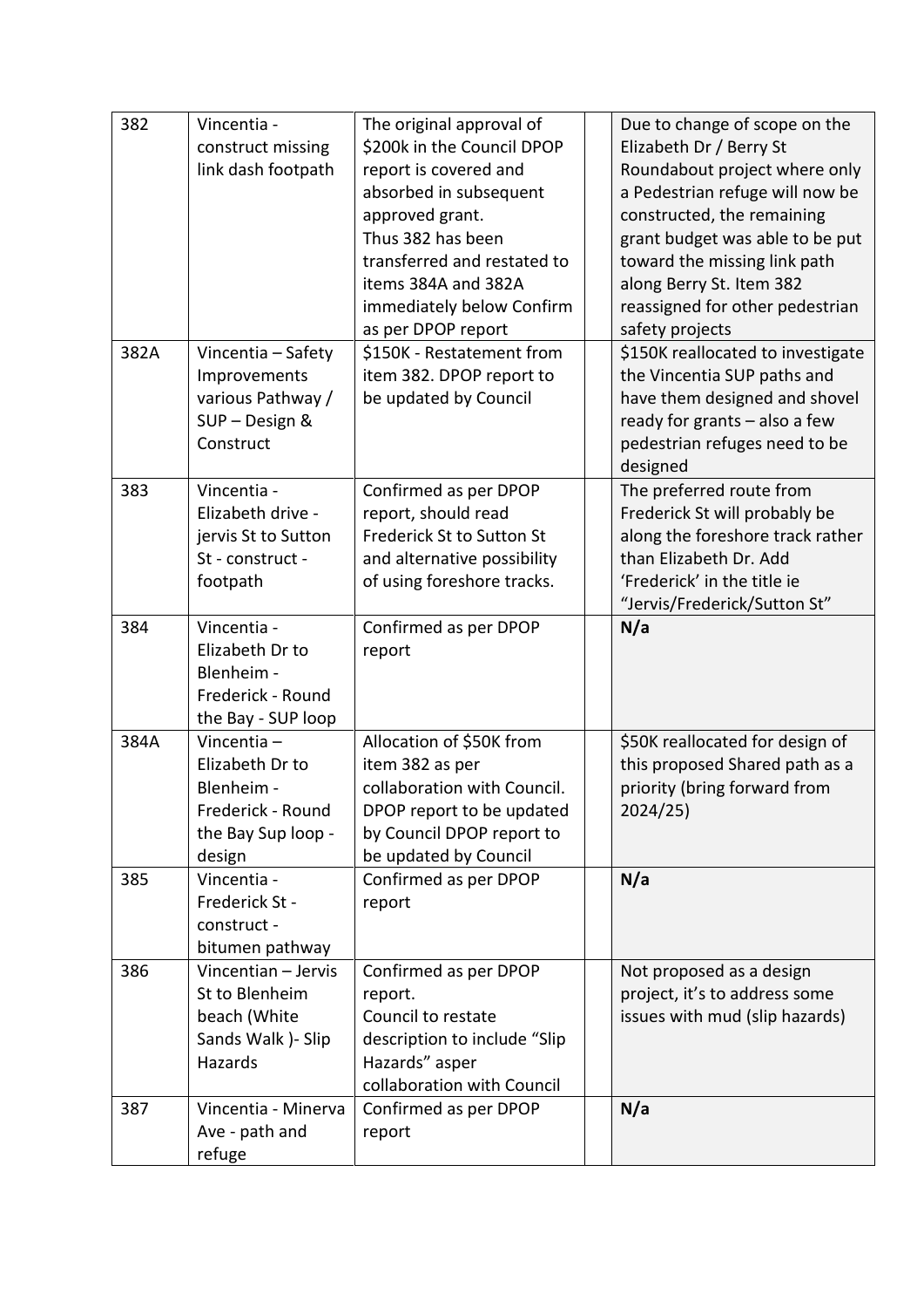| | | | | |
|---|---|---|---|---|
| 382 | Vincentia - construct missing link dash footpath | The original approval of $200k in the Council DPOP report is covered and absorbed in subsequent approved grant. Thus 382 has been transferred and restated to items 384A and 382A immediately below Confirm as per DPOP report | | Due to change of scope on the Elizabeth Dr / Berry St Roundabout project where only a Pedestrian refuge will now be constructed, the remaining grant budget was able to be put toward the missing link path along Berry St. Item 382 reassigned for other pedestrian safety projects |
| 382A | Vincentia – Safety Improvements various Pathway / SUP – Design & Construct | $150K - Restatement from item 382. DPOP report to be updated by Council | | $150K reallocated to investigate the Vincentia SUP paths and have them designed and shovel ready for grants – also a few pedestrian refuges need to be designed |
| 383 | Vincentia - Elizabeth drive - jervis St to Sutton St - construct - footpath | Confirmed as per DPOP report, should read Frederick St to Sutton St and alternative possibility of using foreshore tracks. | | The preferred route from Frederick St will probably be along the foreshore track rather than Elizabeth Dr. Add 'Frederick' in the title ie "Jervis/Frederick/Sutton St" |
| 384 | Vincentia - Elizabeth Dr to Blenheim - Frederick - Round the Bay - SUP loop | Confirmed as per DPOP report | | **N/a** |
| 384A | Vincentia – Elizabeth Dr to Blenheim - Frederick - Round the Bay Sup loop - design | Allocation of $50K from item 382 as per collaboration with Council. DPOP report to be updated by Council DPOP report to be updated by Council | | $50K reallocated for design of this proposed Shared path as a priority (bring forward from 2024/25) |
| 385 | Vincentia - Frederick St - construct - bitumen pathway | Confirmed as per DPOP report | | **N/a** |
| 386 | Vincentian – Jervis St to Blenheim beach (White Sands Walk )- Slip Hazards | Confirmed as per DPOP report. Council to restate description to include "Slip Hazards" asper collaboration with Council | | Not proposed as a design project, it's to address some issues with mud (slip hazards) |
| 387 | Vincentia - Minerva Ave - path and refuge | Confirmed as per DPOP report | | **N/a** |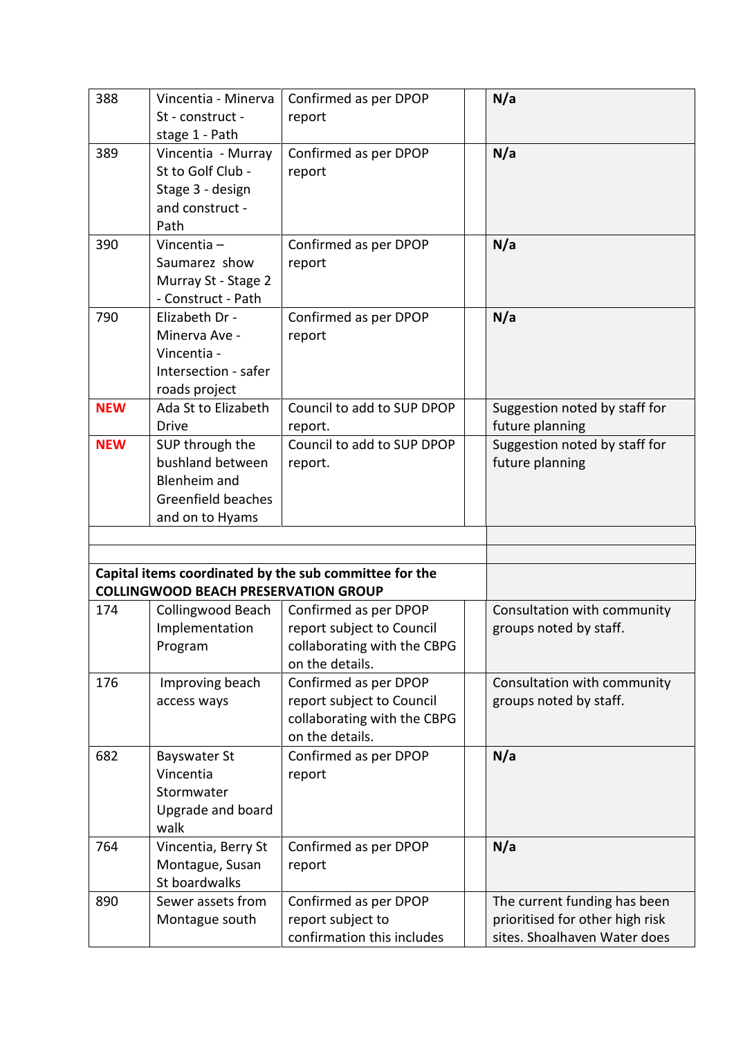| | | | | |
|---|---|---|---|---|
| 388 | Vincentia - Minerva St - construct - stage 1 - Path | Confirmed as per DPOP report | | **N/a** |
| 389 | Vincentia - Murray St to Golf Club - Stage 3 - design and construct - Path | Confirmed as per DPOP report | | **N/a** |
| 390 | Vincentia – Saumarez show Murray St - Stage 2 - Construct - Path | Confirmed as per DPOP report | | **N/a** |
| 790 | Elizabeth Dr - Minerva Ave - Vincentia - Intersection - safer roads project | Confirmed as per DPOP report | | **N/a** |
| **NEW** | Ada St to Elizabeth Drive | Council to add to SUP DPOP report. | | Suggestion noted by staff for future planning |
| **NEW** | SUP through the bushland between Blenheim and Greenfield beaches and on to Hyams | Council to add to SUP DPOP report. | | Suggestion noted by staff for future planning |
| | | | | |
| | | | | |
| **Capital items coordinated by the sub committee for the COLLINGWOOD BEACH PRESERVATION GROUP** | | | | |
| 174 | Collingwood Beach Implementation Program | Confirmed as per DPOP report subject to Council collaborating with the CBPG on the details. | | Consultation with community groups noted by staff. |
| 176 | Improving beach access ways | Confirmed as per DPOP report subject to Council collaborating with the CBPG on the details. | | Consultation with community groups noted by staff. |
| 682 | Bayswater St Vincentia Stormwater Upgrade and board walk | Confirmed as per DPOP report | | **N/a** |
| 764 | Vincentia, Berry St Montague, Susan St boardwalks | Confirmed as per DPOP report | | **N/a** |
| 890 | Sewer assets from Montague south | Confirmed as per DPOP report subject to confirmation this includes | | The current funding has been prioritised for other high risk sites. Shoalhaven Water does |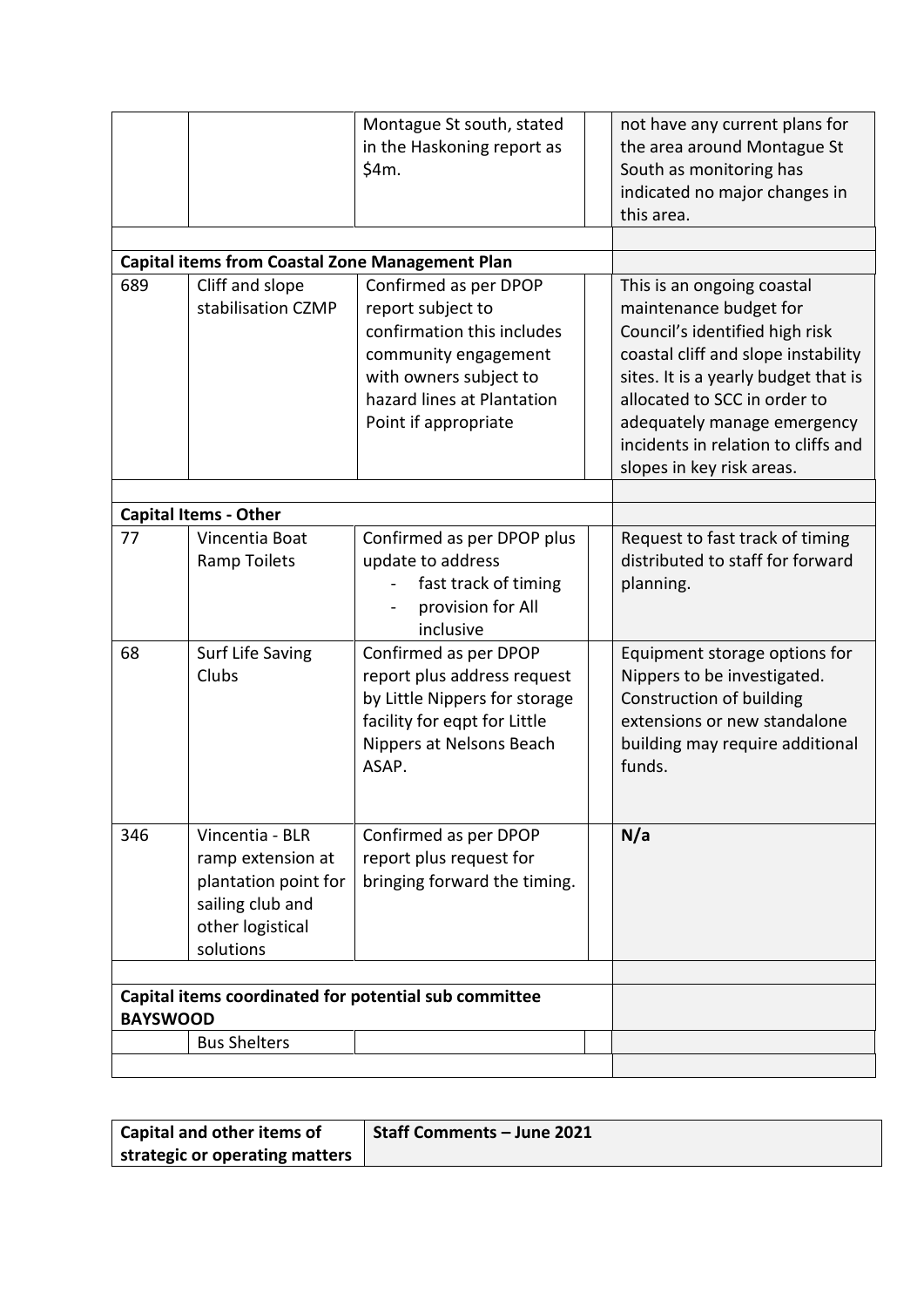|  |  | Montague St south, stated in the Haskoning report as $4m. |  | not have any current plans for the area around Montague St South as monitoring has indicated no major changes in this area. |
|---|---|---|---|---|
|  |  |  |  |  |
| **Capital items from Coastal Zone Management Plan** |  |  |  |  |
| 689 | Cliff and slope stabilisation CZMP | Confirmed as per DPOP report subject to confirmation this includes community engagement with owners subject to hazard lines at Plantation Point if appropriate |  | This is an ongoing coastal maintenance budget for Council's identified high risk coastal cliff and slope instability sites. It is a yearly budget that is allocated to SCC in order to adequately manage emergency incidents in relation to cliffs and slopes in key risk areas. |
|  |  |  |  |  |
| **Capital Items - Other** |  |  |  |  |
| 77 | Vincentia Boat Ramp Toilets | Confirmed as per DPOP plus update to address<br>- fast track of timing<br>- provision for All inclusive |  | Request to fast track of timing distributed to staff for forward planning. |
| 68 | Surf Life Saving Clubs | Confirmed as per DPOP report plus address request by Little Nippers for storage facility for eqpt for Little Nippers at Nelsons Beach ASAP. |  | Equipment storage options for Nippers to be investigated. Construction of building extensions or new standalone building may require additional funds. |
| 346 | Vincentia - BLR ramp extension at plantation point for sailing club and other logistical solutions | Confirmed as per DPOP report plus request for bringing forward the timing. |  | **N/a** |
|  |  |  |  |  |
| **Capital items coordinated for potential sub committee BAYSWOOD** |  |  |  |  |
|  | Bus Shelters |  |  |  |
|  |  |  |  |  |

| Capital and other items of strategic or operating matters | Staff Comments – June 2021 |
|---|---|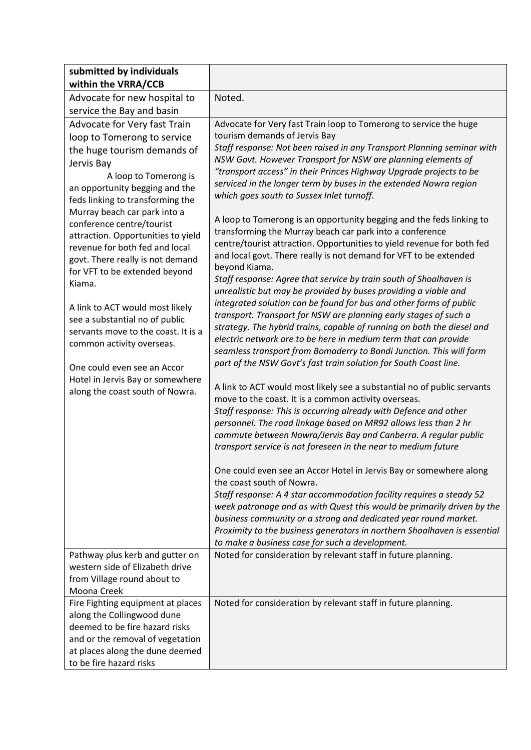| submitted by individuals within the VRRA/CCB | |
|---|---|
| Advocate for new hospital to service the Bay and basin | Noted. |
| Advocate for Very fast Train loop to Tomerong to service the huge tourism demands of Jervis Bay<br>A loop to Tomerong is an opportunity begging and the feds linking to transforming the Murray beach car park into a conference centre/tourist attraction. Opportunities to yield revenue for both fed and local govt. There really is not demand for VFT to be extended beyond Kiama.<br><br>A link to ACT would most likely see a substantial no of public servants move to the coast. It is a common activity overseas.<br><br>One could even see an Accor Hotel in Jervis Bay or somewhere along the coast south of Nowra. | Advocate for Very fast Train loop to Tomerong to service the huge tourism demands of Jervis Bay<br>*Staff response: Not been raised in any Transport Planning seminar with NSW Govt. However Transport for NSW are planning elements of "transport access" in their Princes Highway Upgrade projects to be serviced in the longer term by buses in the extended Nowra region which goes south to Sussex Inlet turnoff.*<br><br>A loop to Tomerong is an opportunity begging and the feds linking to transforming the Murray beach car park into a conference centre/tourist attraction. Opportunities to yield revenue for both fed and local govt. There really is not demand for VFT to be extended beyond Kiama.<br>*Staff response: Agree that service by train south of Shoalhaven is unrealistic but may be provided by buses providing a viable and integrated solution can be found for bus and other forms of public transport. Transport for NSW are planning early stages of such a strategy. The hybrid trains, capable of running on both the diesel and electric network are to be here in medium term that can provide seamless transport from Bomaderry to Bondi Junction. This will form part of the NSW Govt's fast train solution for South Coast line.*<br><br>A link to ACT would most likely see a substantial no of public servants move to the coast. It is a common activity overseas.<br>*Staff response: This is occurring already with Defence and other personnel. The road linkage based on MR92 allows less than 2 hr commute between Nowra/Jervis Bay and Canberra. A regular public transport service is not foreseen in the near to medium future*<br><br>One could even see an Accor Hotel in Jervis Bay or somewhere along the coast south of Nowra.<br>*Staff response: A 4 star accommodation facility requires a steady 52 week patronage and as with Quest this would be primarily driven by the business community or a strong and dedicated year round market. Proximity to the business generators in northern Shoalhaven is essential to make a business case for such a development.* |
| Pathway plus kerb and gutter on western side of Elizabeth drive from Village round about to Moona Creek | Noted for consideration by relevant staff in future planning. |
| Fire Fighting equipment at places along the Collingwood dune deemed to be fire hazard risks and or the removal of vegetation at places along the dune deemed to be fire hazard risks | Noted for consideration by relevant staff in future planning. |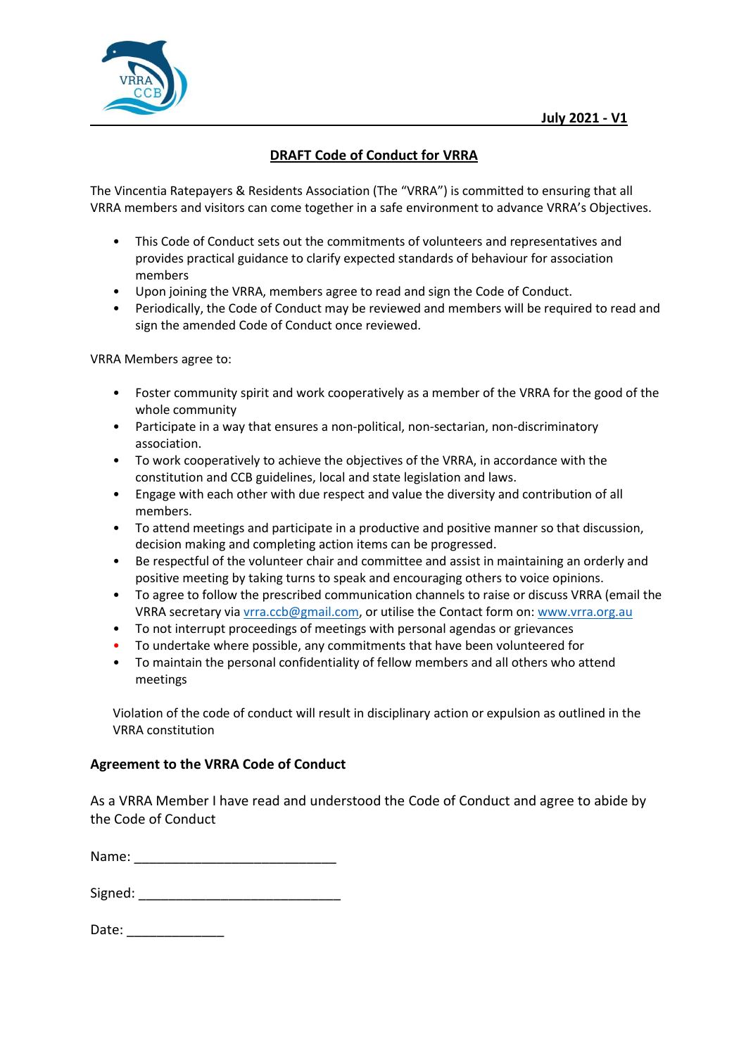**July 2021 - V1**

# DRAFT Code of Conduct for VRRA

The Vincentia Ratepayers & Residents Association (The "VRRA") is committed to ensuring that all VRRA members and visitors can come together in a safe environment to advance VRRA's Objectives.

- This Code of Conduct sets out the commitments of volunteers and representatives and provides practical guidance to clarify expected standards of behaviour for association members
- Upon joining the VRRA, members agree to read and sign the Code of Conduct.
- Periodically, the Code of Conduct may be reviewed and members will be required to read and sign the amended Code of Conduct once reviewed.

VRRA Members agree to:

- Foster community spirit and work cooperatively as a member of the VRRA for the good of the whole community
- Participate in a way that ensures a non-political, non-sectarian, non-discriminatory association.
- To work cooperatively to achieve the objectives of the VRRA, in accordance with the constitution and CCB guidelines, local and state legislation and laws.
- Engage with each other with due respect and value the diversity and contribution of all members.
- To attend meetings and participate in a productive and positive manner so that discussion, decision making and completing action items can be progressed.
- Be respectful of the volunteer chair and committee and assist in maintaining an orderly and positive meeting by taking turns to speak and encouraging others to voice opinions.
- To agree to follow the prescribed communication channels to raise or discuss VRRA (email the VRRA secretary via vrra.ccb@gmail.com, or utilise the Contact form on: www.vrra.org.au
- To not interrupt proceedings of meetings with personal agendas or grievances
- To undertake where possible, any commitments that have been volunteered for
- To maintain the personal confidentiality of fellow members and all others who attend meetings

Violation of the code of conduct will result in disciplinary action or expulsion as outlined in the VRRA constitution

**Agreement to the VRRA Code of Conduct**

As a VRRA Member I have read and understood the Code of Conduct and agree to abide by the Code of Conduct

Name: ___________________________

Signed: ___________________________

Date: _____________